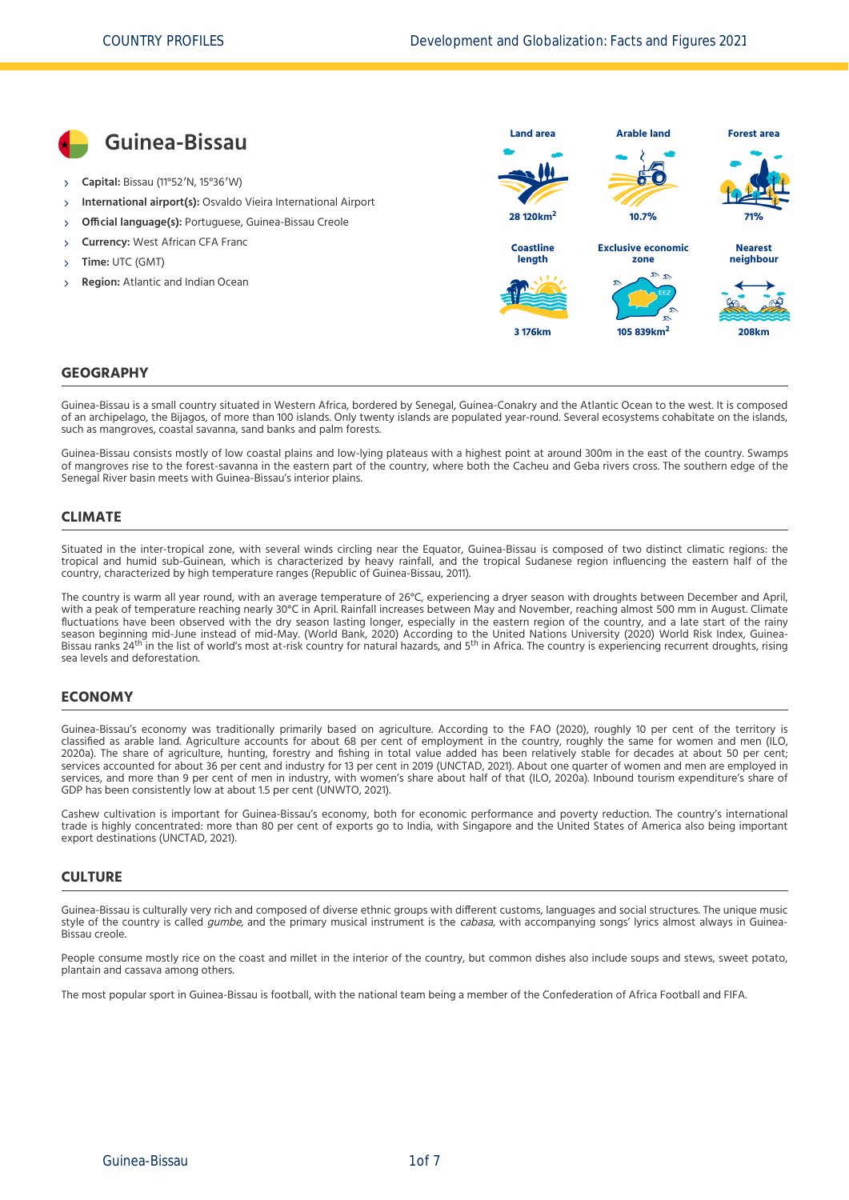# Guinea-Bissau

- **Capital:** Bissau (11°52′N, 15°36′W)
- **International airport(s):** Osvaldo Vieira International Airport
- **Official language(s):** Portuguese, Guinea-Bissau Creole
- **Currency:** West African CFA Franc
- **Time:** UTC (GMT)
- **Region:** Atlantic and Indian Ocean

| Land area | Arable land | Forest area |
|---|---|---|
| 28 120km$^2$ | 10.7% | 71% |

| Coastline length | Exclusive economic zone | Nearest neighbour |
|---|---|---|
| 3 176km | 105 839km$^2$ | 208km |

## GEOGRAPHY

Guinea-Bissau is a small country situated in Western Africa, bordered by Senegal, Guinea-Conakry and the Atlantic Ocean to the west. It is composed of an archipelago, the Bijagos, of more than 100 islands. Only twenty islands are populated year-round. Several ecosystems cohabitate on the islands, such as mangroves, coastal savanna, sand banks and palm forests.

Guinea-Bissau consists mostly of low coastal plains and low-lying plateaus with a highest point at around 300m in the east of the country. Swamps of mangroves rise to the forest-savanna in the eastern part of the country, where both the Cacheu and Geba rivers cross. The southern edge of the Senegal River basin meets with Guinea-Bissau's interior plains.

## CLIMATE

Situated in the inter-tropical zone, with several winds circling near the Equator, Guinea-Bissau is composed of two distinct climatic regions: the tropical and humid sub-Guinean, which is characterized by heavy rainfall, and the tropical Sudanese region influencing the eastern half of the country, characterized by high temperature ranges (Republic of Guinea-Bissau, 2011).

The country is warm all year round, with an average temperature of 26°C, experiencing a dryer season with droughts between December and April, with a peak of temperature reaching nearly 30°C in April. Rainfall increases between May and November, reaching almost 500 mm in August. Climate fluctuations have been observed with the dry season lasting longer, especially in the eastern region of the country, and a late start of the rainy season beginning mid-June instead of mid-May. (World Bank, 2020) According to the United Nations University (2020) World Risk Index, Guinea-Bissau ranks 24th in the list of world's most at-risk country for natural hazards, and 5th in Africa. The country is experiencing recurrent droughts, rising sea levels and deforestation.

## ECONOMY

Guinea-Bissau's economy was traditionally primarily based on agriculture. According to the FAO (2020), roughly 10 per cent of the territory is classified as arable land. Agriculture accounts for about 68 per cent of employment in the country, roughly the same for women and men (ILO, 2020a). The share of agriculture, hunting, forestry and fishing in total value added has been relatively stable for decades at about 50 per cent; services accounted for about 36 per cent and industry for 13 per cent in 2019 (UNCTAD, 2021). About one quarter of women and men are employed in services, and more than 9 per cent of men in industry, with women's share about half of that (ILO, 2020a). Inbound tourism expenditure's share of GDP has been consistently low at about 1.5 per cent (UNWTO, 2021).

Cashew cultivation is important for Guinea-Bissau's economy, both for economic performance and poverty reduction. The country's international trade is highly concentrated: more than 80 per cent of exports go to India, with Singapore and the United States of America also being important export destinations (UNCTAD, 2021).

## CULTURE

Guinea-Bissau is culturally very rich and composed of diverse ethnic groups with different customs, languages and social structures. The unique music style of the country is called *gumbe,* and the primary musical instrument is the *cabasa*, with accompanying songs' lyrics almost always in Guinea-Bissau creole.

People consume mostly rice on the coast and millet in the interior of the country, but common dishes also include soups and stews, sweet potato, plantain and cassava among others.

The most popular sport in Guinea-Bissau is football, with the national team being a member of the Confederation of Africa Football and FIFA.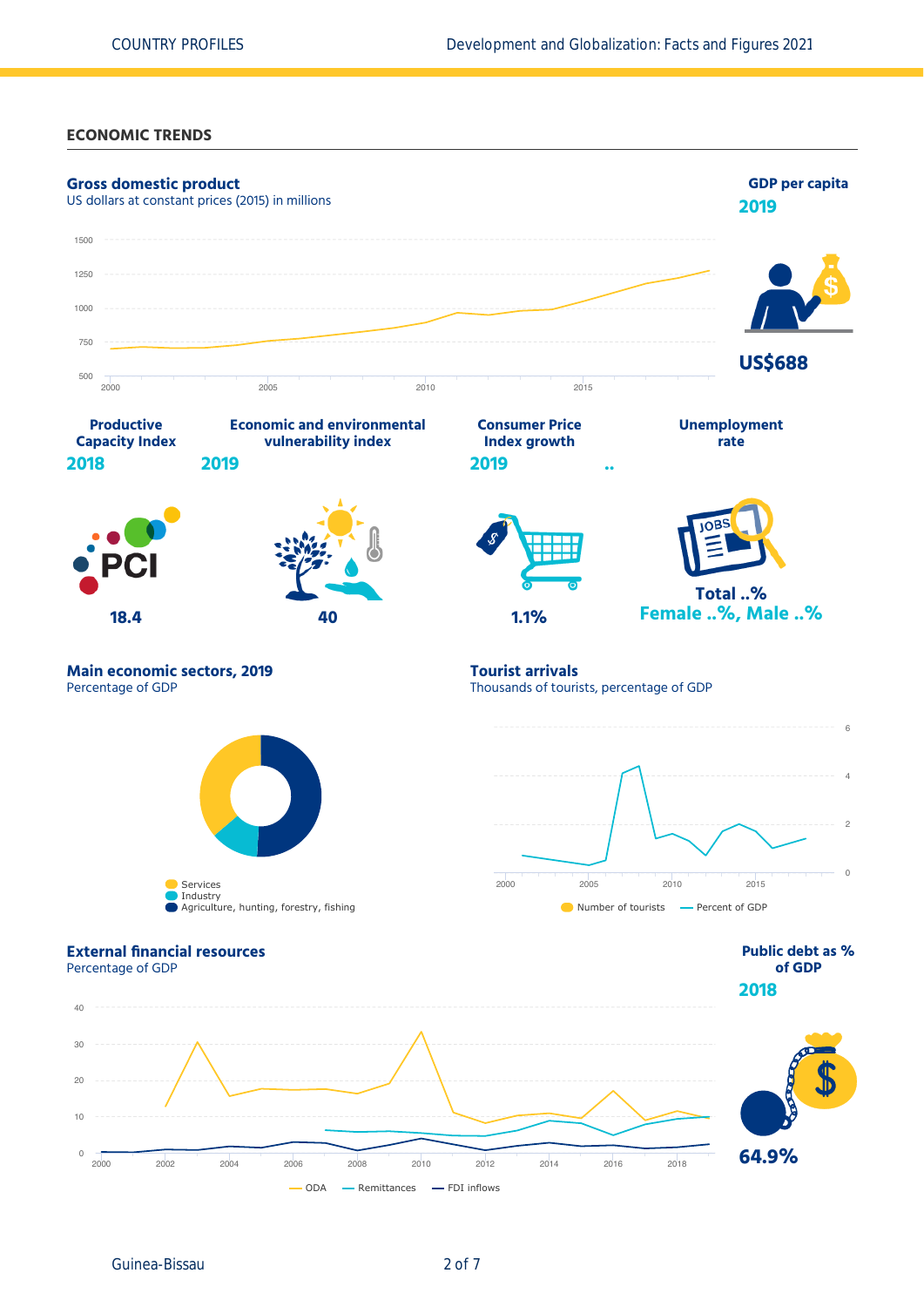## ECONOMIC TRENDS

### Gross domestic product

US dollars at constant prices (2015) in millions

1500
1250
1000
750
500

2000 2005 2010 2015

### GDP per capita

**2019**

**US$688**

### Productive Capacity Index

**2018**

**18.4**

### Economic and environmental vulnerability index

**2019**

**40**

### Consumer Price Index growth

**2019**

**1.1%**

### Unemployment rate

..

**Total ..%**

**Female ..%, Male ..%**

### Main economic sectors, 2019

Percentage of GDP

- Services
- Industry
- Agriculture, hunting, forestry, fishing

### Tourist arrivals

Thousands of tourists, percentage of GDP

6
4
2
0

2000 2005 2010 2015

Number of tourists — Percent of GDP

### External financial resources

Percentage of GDP

40
30
20
10
0

2000 2002 2004 2006 2008 2010 2012 2014 2016 2018

ODA — Remittances — FDI inflows

### Public debt as % of GDP

**2018**

**64.9%**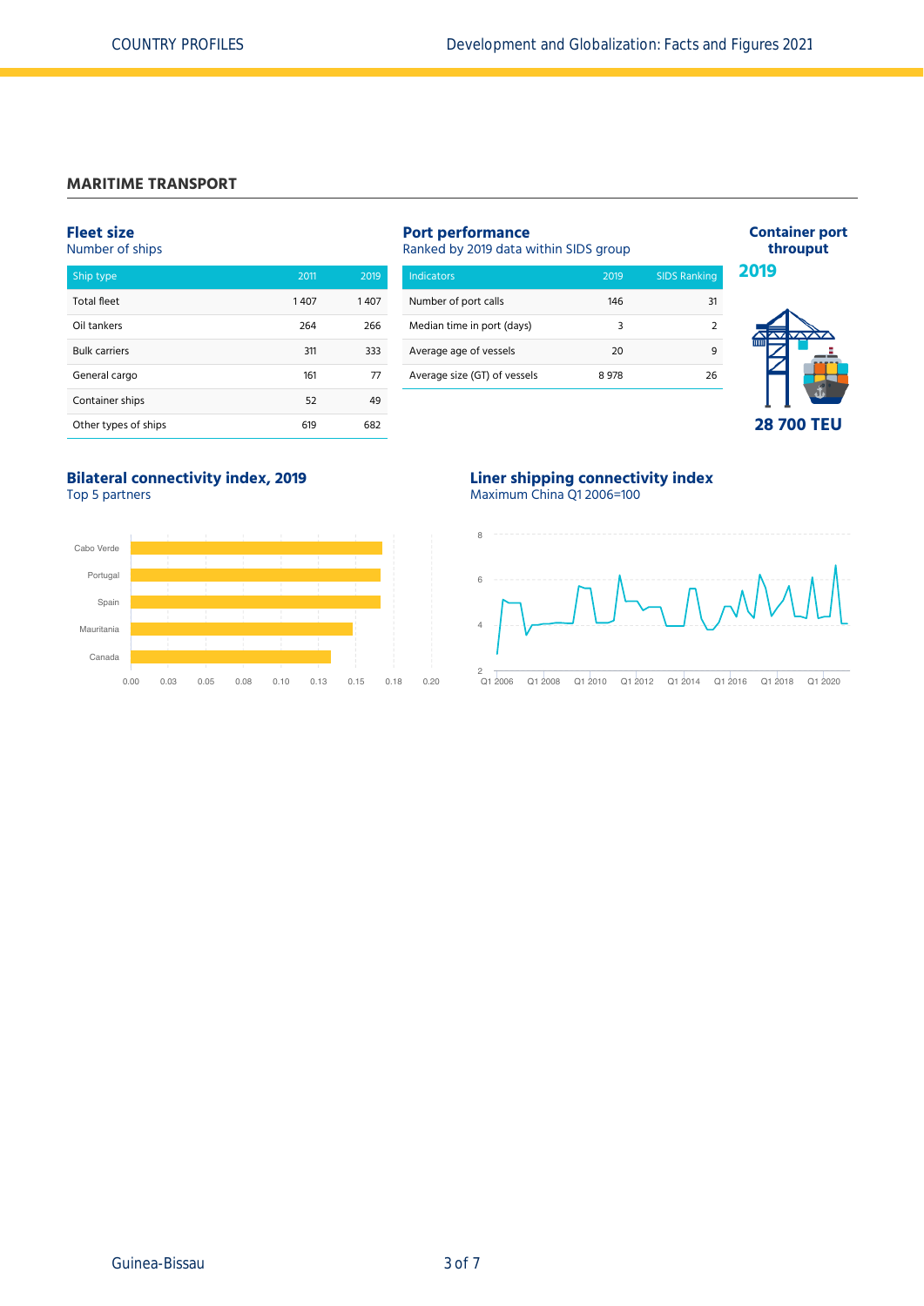## MARITIME TRANSPORT

### Fleet size

Number of ships

| Ship type | 2011 | 2019 |
|---|---|---|
| Total fleet | 1 407 | 1 407 |
| Oil tankers | 264 | 266 |
| Bulk carriers | 311 | 333 |
| General cargo | 161 | 77 |
| Container ships | 52 | 49 |
| Other types of ships | 619 | 682 |

### Port performance

Ranked by 2019 data within SIDS group

| Indicators | 2019 | SIDS Ranking |
|---|---|---|
| Number of port calls | 146 | 31 |
| Median time in port (days) | 3 | 2 |
| Average age of vessels | 20 | 9 |
| Average size (GT) of vessels | 8 978 | 26 |

### Container port throuput

**2019**

**28 700 TEU**

### Bilateral connectivity index, 2019

Top 5 partners

Cabo Verde, Portugal, Spain, Mauritania, Canada

### Liner shipping connectivity index

Maximum China Q1 2006=100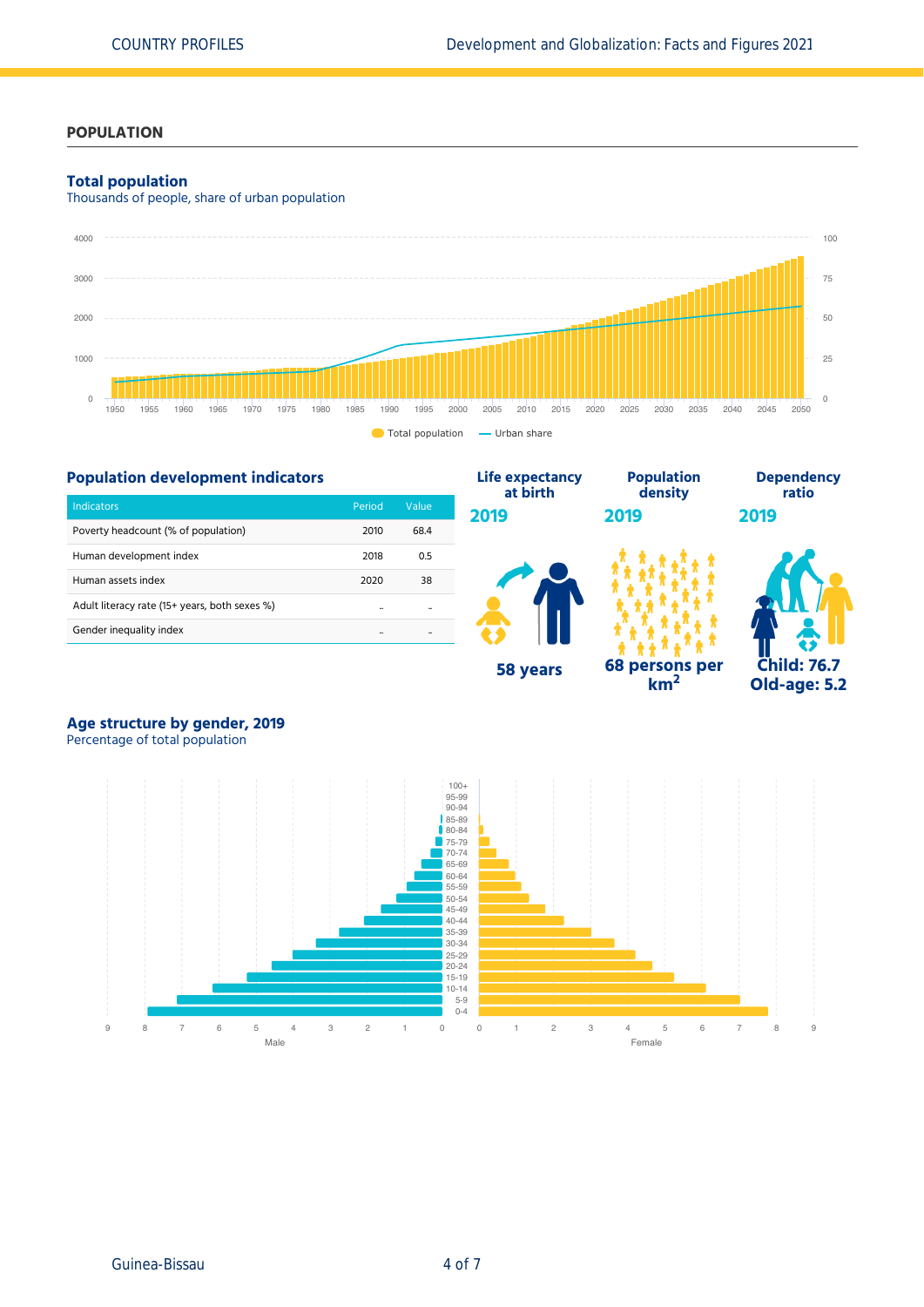## POPLATION

### Total population

Thousands of people, share of urban population

### Population development indicators

| Indicators | Period | Value |
|---|---|---|
| Poverty headcount (% of population) | 2010 | 68.4 |
| Human development index | 2018 | 0.5 |
| Human assets index | 2020 | 38 |
| Adult literacy rate (15+ years, both sexes %) | .. | .. |
| Gender inequality index | .. | .. |

**Life expectancy at birth**

2019

58 years

**Population density**

2019

68 persons per km²

**Dependency ratio**

2019

Child: 76.7

Old-age: 5.2

### Age structure by gender, 2019

Percentage of total population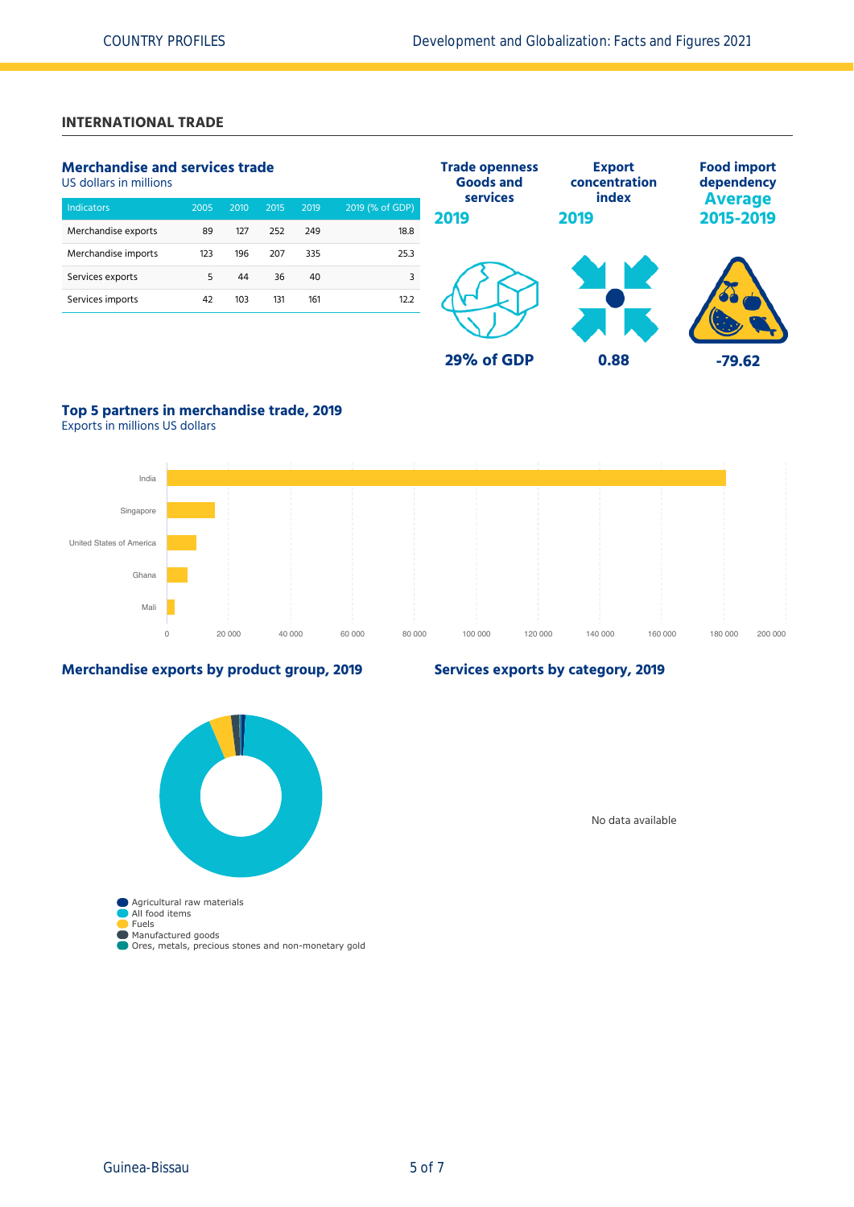## INTERNATIONAL TRADE

### Merchandise and services trade

US dollars in millions

| Indicators | 2005 | 2010 | 2015 | 2019 | 2019 (% of GDP) |
| --- | --- | --- | --- | --- | --- |
| Merchandise exports | 89 | 127 | 252 | 249 | 18.8 |
| Merchandise imports | 123 | 196 | 207 | 335 | 25.3 |
| Services exports | 5 | 44 | 36 | 40 | 3 |
| Services imports | 42 | 103 | 131 | 161 | 12.2 |

**Trade openness Goods and services 2019**

29% of GDP

**Export concentration index 2019**

0.88

**Food import dependency Average 2015-2019**

-79.62

### Top 5 partners in merchandise trade, 2019

Exports in millions US dollars

India, Singapore, United States of America, Ghana, Mali

### Merchandise exports by product group, 2019

Agricultural raw materials, All food items, Fuels, Manufactured goods, Ores, metals, precious stones and non-monetary gold

### Services exports by category, 2019

No data available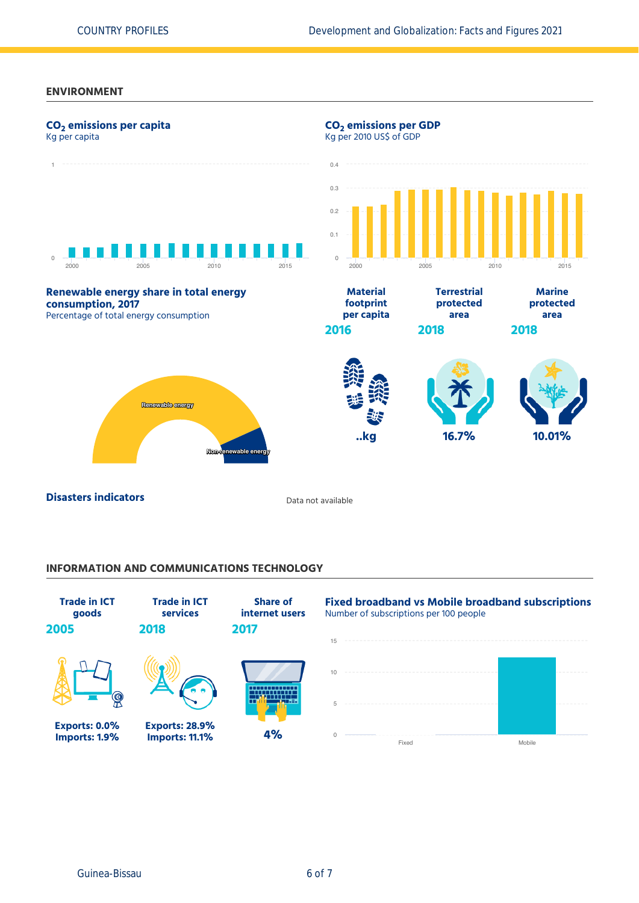## ENVIRONMENT

### $CO_2$ emissions per capita

Kg per capita

### $CO_2$ emissions per GDP

Kg per 2010 US$ of GDP

### Renewable energy share in total energy consumption, 2017

Percentage of total energy consumption

Renewable energy

Non-renewable energy

| Material footprint per capita | Terrestrial protected area | Marine protected area |
|---|---|---|
| 2016 | 2018 | 2018 |
| ..kg | 16.7% | 10.01% |

### Disasters indicators

Data not available

## INFORMATION AND COMMUNICATIONS TECHNOLOGY

| Trade in ICT goods | Trade in ICT services | Share of internet users |
|---|---|---|
| 2005 | 2018 | 2017 |
| Exports: 0.0% Imports: 1.9% | Exports: 28.9% Imports: 11.1% | 4% |

### Fixed broadband vs Mobile broadband subscriptions

Number of subscriptions per 100 people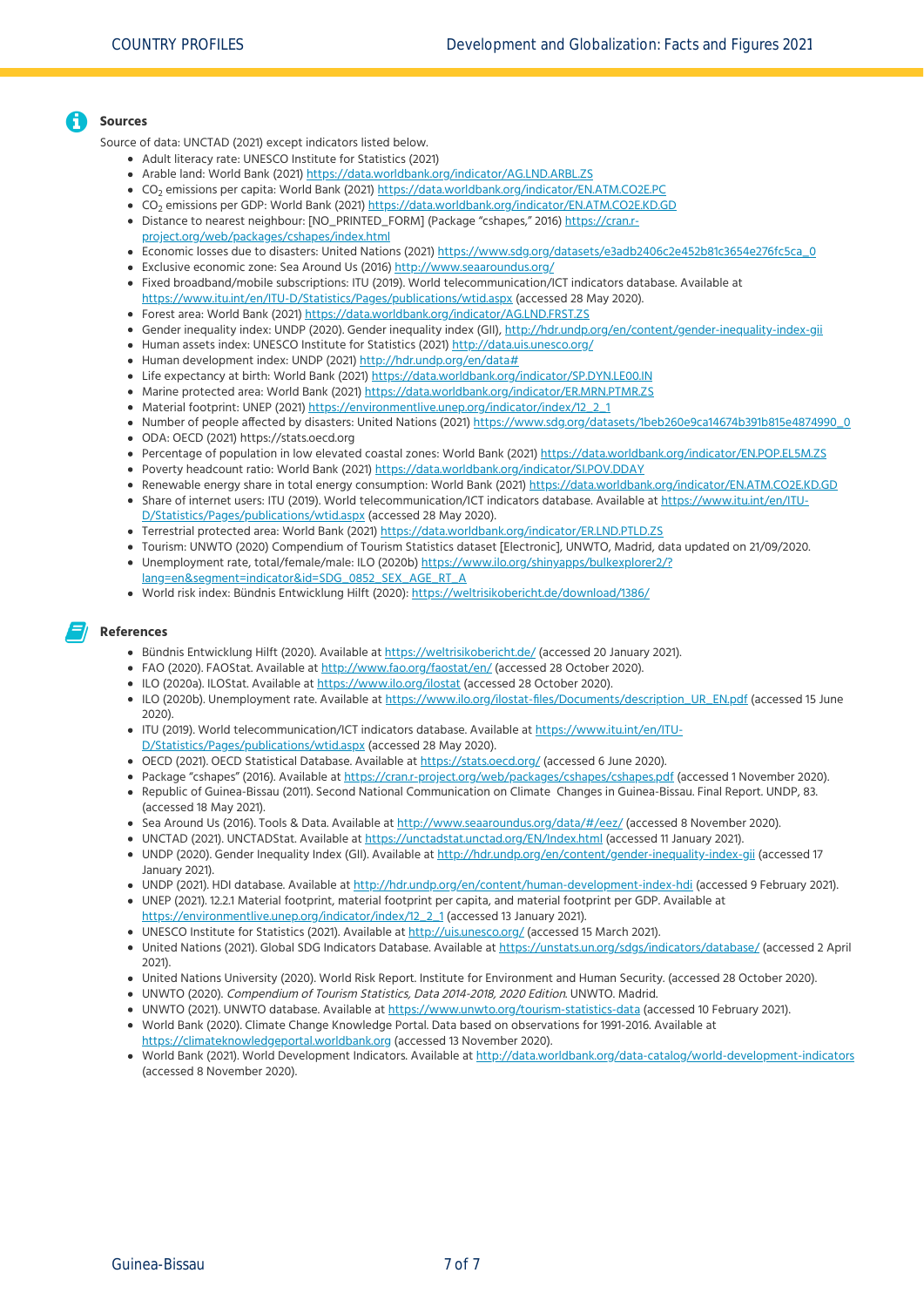## Sources

Source of data: UNCTAD (2021) except indicators listed below.

- Adult literacy rate: UNESCO Institute for Statistics (2021)
- Arable land: World Bank (2021) https://data.worldbank.org/indicator/AG.LND.ARBL.ZS
- $CO_2$ emissions per capita: World Bank (2021) https://data.worldbank.org/indicator/EN.ATM.CO2E.PC
- $CO_2$ emissions per GDP: World Bank (2021) https://data.worldbank.org/indicator/EN.ATM.CO2E.KD.GD
- Distance to nearest neighbour: [NO_PRINTED_FORM] (Package "cshapes," 2016) https://cran.r-project.org/web/packages/cshapes/index.html
- Economic losses due to disasters: United Nations (2021) https://www.sdg.org/datasets/e3adb2406c2e452b81c3654e276fc5ca_0
- Exclusive economic zone: Sea Around Us (2016) http://www.seaaroundus.org/
- Fixed broadband/mobile subscriptions: ITU (2019). World telecommunication/ICT indicators database. Available at https://www.itu.int/en/ITU-D/Statistics/Pages/publications/wtid.aspx (accessed 28 May 2020).
- Forest area: World Bank (2021) https://data.worldbank.org/indicator/AG.LND.FRST.ZS
- Gender inequality index: UNDP (2020). Gender inequality index (GII), http://hdr.undp.org/en/content/gender-inequality-index-gii
- Human assets index: UNESCO Institute for Statistics (2021) http://data.uis.unesco.org/
- Human development index: UNDP (2021) http://hdr.undp.org/en/data#
- Life expectancy at birth: World Bank (2021) https://data.worldbank.org/indicator/SP.DYN.LE00.IN
- Marine protected area: World Bank (2021) https://data.worldbank.org/indicator/ER.MRN.PTMR.ZS
- Material footprint: UNEP (2021) https://environmentlive.unep.org/indicator/index/12_2_1
- Number of people affected by disasters: United Nations (2021) https://www.sdg.org/datasets/1beb260e9ca14674b391b815e4874990_0
- ODA: OECD (2021) https://stats.oecd.org
- Percentage of population in low elevated coastal zones: World Bank (2021) https://data.worldbank.org/indicator/EN.POP.EL5M.ZS
- Poverty headcount ratio: World Bank (2021) https://data.worldbank.org/indicator/SI.POV.DDAY
- Renewable energy share in total energy consumption: World Bank (2021) https://data.worldbank.org/indicator/EN.ATM.CO2E.KD.GD
- Share of internet users: ITU (2019). World telecommunication/ICT indicators database. Available at https://www.itu.int/en/ITU-D/Statistics/Pages/publications/wtid.aspx (accessed 28 May 2020).
- Terrestrial protected area: World Bank (2021) https://data.worldbank.org/indicator/ER.LND.PTLD.ZS
- Tourism: UNWTO (2020) Compendium of Tourism Statistics dataset [Electronic], UNWTO, Madrid, data updated on 21/09/2020.
- Unemployment rate, total/female/male: ILO (2020b) https://www.ilo.org/shinyapps/bulkexplorer2/?lang=en&segment=indicator&id=SDG_0852_SEX_AGE_RT_A
- World risk index: Bündnis Entwicklung Hilft (2020): https://weltrisikobericht.de/download/1386/

## References

- Bündnis Entwicklung Hilft (2020). Available at https://weltrisikobericht.de/ (accessed 20 January 2021).
- FAO (2020). FAOStat. Available at http://www.fao.org/faostat/en/ (accessed 28 October 2020).
- ILO (2020a). ILOStat. Available at https://www.ilo.org/ilostat (accessed 28 October 2020).
- ILO (2020b). Unemployment rate. Available at https://www.ilo.org/ilostat-files/Documents/description_UR_EN.pdf (accessed 15 June 2020).
- ITU (2019). World telecommunication/ICT indicators database. Available at https://www.itu.int/en/ITU-D/Statistics/Pages/publications/wtid.aspx (accessed 28 May 2020).
- OECD (2021). OECD Statistical Database. Available at https://stats.oecd.org/ (accessed 6 June 2020).
- Package "cshapes" (2016). Available at https://cran.r-project.org/web/packages/cshapes/cshapes.pdf (accessed 1 November 2020).
- Republic of Guinea-Bissau (2011). Second National Communication on Climate Changes in Guinea-Bissau. Final Report. UNDP, 83. (accessed 18 May 2021).
- Sea Around Us (2016). Tools & Data. Available at http://www.seaaroundus.org/data/#/eez/ (accessed 8 November 2020).
- UNCTAD (2021). UNCTADStat. Available at https://unctadstat.unctad.org/EN/Index.html (accessed 11 January 2021).
- UNDP (2020). Gender Inequality Index (GII). Available at http://hdr.undp.org/en/content/gender-inequality-index-gii (accessed 17 January 2021).
- UNDP (2021). HDI database. Available at http://hdr.undp.org/en/content/human-development-index-hdi (accessed 9 February 2021).
- UNEP (2021). 12.2.1 Material footprint, material footprint per capita, and material footprint per GDP. Available at https://environmentlive.unep.org/indicator/index/12_2_1 (accessed 13 January 2021).
- UNESCO Institute for Statistics (2021). Available at http://uis.unesco.org/ (accessed 15 March 2021).
- United Nations (2021). Global SDG Indicators Database. Available at https://unstats.un.org/sdgs/indicators/database/ (accessed 2 April 2021).
- United Nations University (2020). World Risk Report. Institute for Environment and Human Security. (accessed 28 October 2020).
- UNWTO (2020). *Compendium of Tourism Statistics, Data 2014-2018, 2020 Edition*. UNWTO. Madrid.
- UNWTO (2021). UNWTO database. Available at https://www.unwto.org/tourism-statistics-data (accessed 10 February 2021).
- World Bank (2020). Climate Change Knowledge Portal. Data based on observations for 1991-2016. Available at https://climateknowledgeportal.worldbank.org (accessed 13 November 2020).
- World Bank (2021). World Development Indicators. Available at http://data.worldbank.org/data-catalog/world-development-indicators (accessed 8 November 2020).